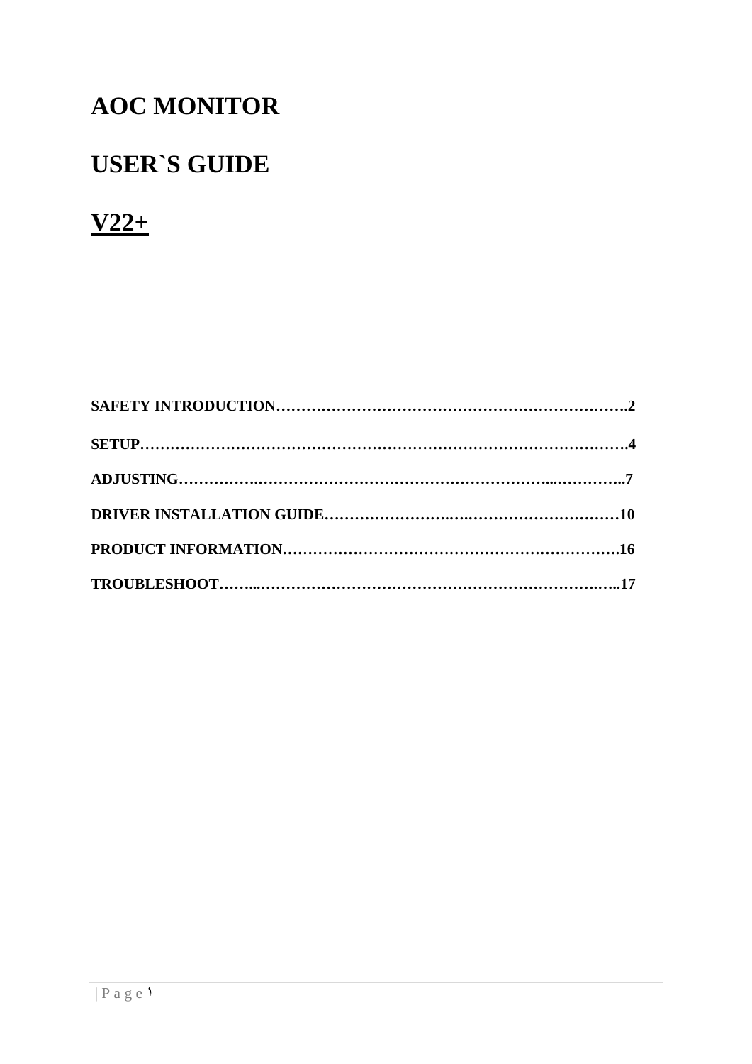# AOC MONITOR

# USER`S GUIDE

# V22+

**SAFETY INTRODUCTION…………………………………………………………….2**

**SETUP……………………………………………………………………………………….4**

**ADJUSTING…………….……………………………………………………...…………..7**

**DRIVER INSTALLATION GUIDE…………………….….…………………………10**

**PRODUCT INFORMATION.…………………………………………………………16**

**TROUBLESHOOT……...……………………………………………………….…..17**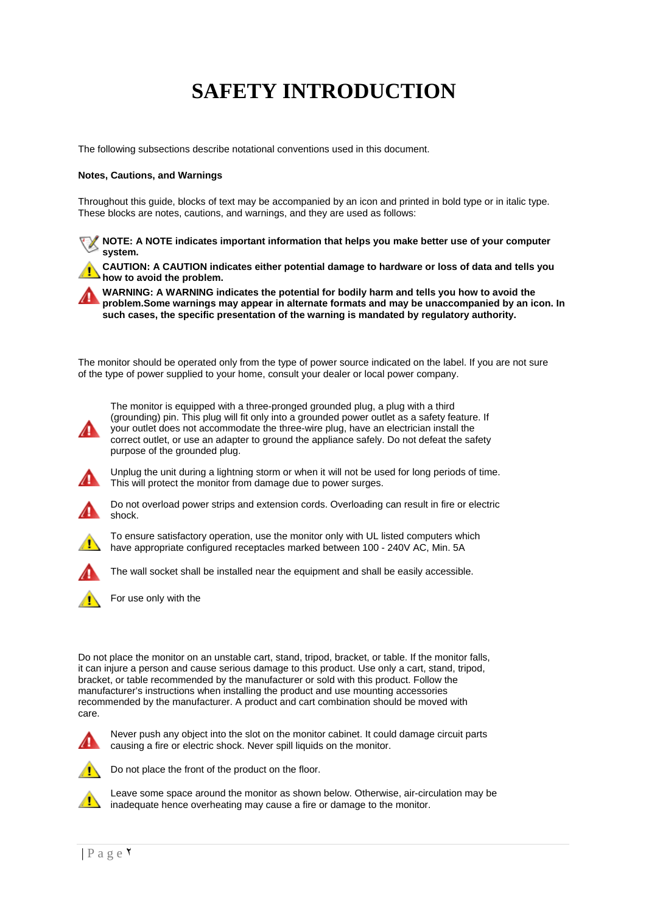# SAFETY INTRODUCTION

The following subsections describe notational conventions used in this document.

**Notes, Cautions, and Warnings**

Throughout this guide, blocks of text may be accompanied by an icon and printed in bold type or in italic type. These blocks are notes, cautions, and warnings, and they are used as follows:

**NOTE: A NOTE indicates important information that helps you make better use of your computer system.**

**CAUTION: A CAUTION indicates either potential damage to hardware or loss of data and tells you how to avoid the problem.**

**WARNING: A WARNING indicates the potential for bodily harm and tells you how to avoid the problem.Some warnings may appear in alternate formats and may be unaccompanied by an icon. In such cases, the specific presentation of the warning is mandated by regulatory authority.**

The monitor should be operated only from the type of power source indicated on the label. If you are not sure of the type of power supplied to your home, consult your dealer or local power company.

The monitor is equipped with a three-pronged grounded plug, a plug with a third (grounding) pin. This plug will fit only into a grounded power outlet as a safety feature. If your outlet does not accommodate the three-wire plug, have an electrician install the correct outlet, or use an adapter to ground the appliance safely. Do not defeat the safety purpose of the grounded plug.

Unplug the unit during a lightning storm or when it will not be used for long periods of time. This will protect the monitor from damage due to power surges.

Do not overload power strips and extension cords. Overloading can result in fire or electric shock.

To ensure satisfactory operation, use the monitor only with UL listed computers which have appropriate configured receptacles marked between 100 - 240V AC, Min. 5A

The wall socket shall be installed near the equipment and shall be easily accessible.

For use only with the

Do not place the monitor on an unstable cart, stand, tripod, bracket, or table. If the monitor falls, it can injure a person and cause serious damage to this product. Use only a cart, stand, tripod, bracket, or table recommended by the manufacturer or sold with this product. Follow the manufacturer's instructions when installing the product and use mounting accessories recommended by the manufacturer. A product and cart combination should be moved with care.

Never push any object into the slot on the monitor cabinet. It could damage circuit parts causing a fire or electric shock. Never spill liquids on the monitor.

Do not place the front of the product on the floor.

Leave some space around the monitor as shown below. Otherwise, air-circulation may be inadequate hence overheating may cause a fire or damage to the monitor.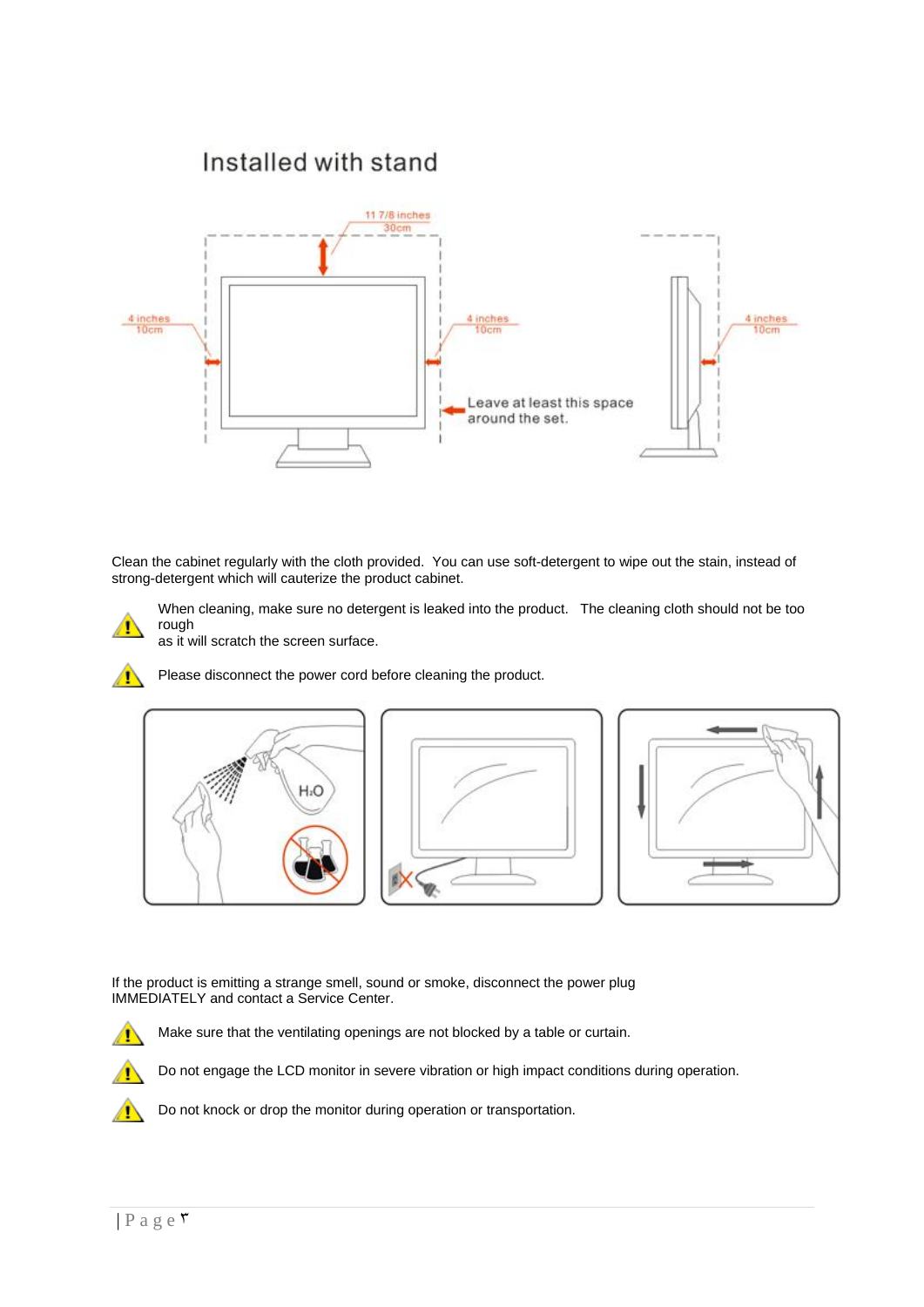## Installed with stand

11 7/8 inches
30cm

4 inches
10cm

4 inches
10cm

4 inches
10cm

Leave at least this space around the set.

Clean the cabinet regularly with the cloth provided. You can use soft-detergent to wipe out the stain, instead of strong-detergent which will cauterize the product cabinet.

⚠ When cleaning, make sure no detergent is leaked into the product. The cleaning cloth should not be too rough as it will scratch the screen surface.

⚠ Please disconnect the power cord before cleaning the product.

$H_2O$

If the product is emitting a strange smell, sound or smoke, disconnect the power plug IMMEDIATELY and contact a Service Center.

⚠ Make sure that the ventilating openings are not blocked by a table or curtain.

⚠ Do not engage the LCD monitor in severe vibration or high impact conditions during operation.

⚠ Do not knock or drop the monitor during operation or transportation.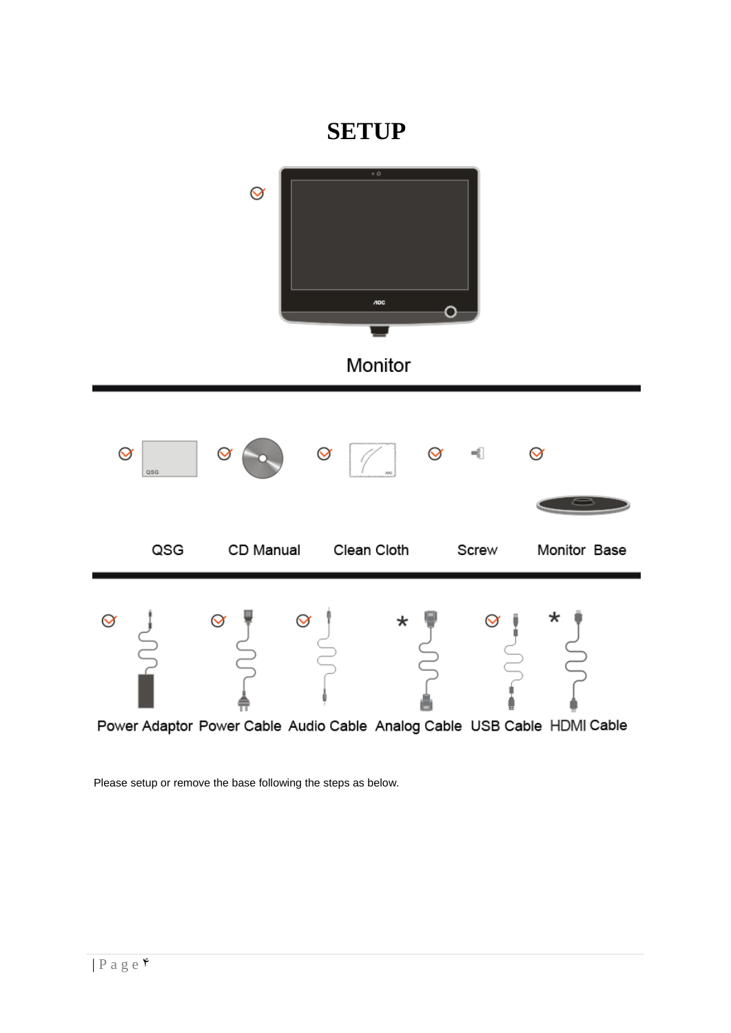# SETUP

Monitor

QSG CD Manual Clean Cloth Screw Monitor Base

Power Adaptor Power Cable Audio Cable Analog Cable USB Cable HDMI Cable

Please setup or remove the base following the steps as below.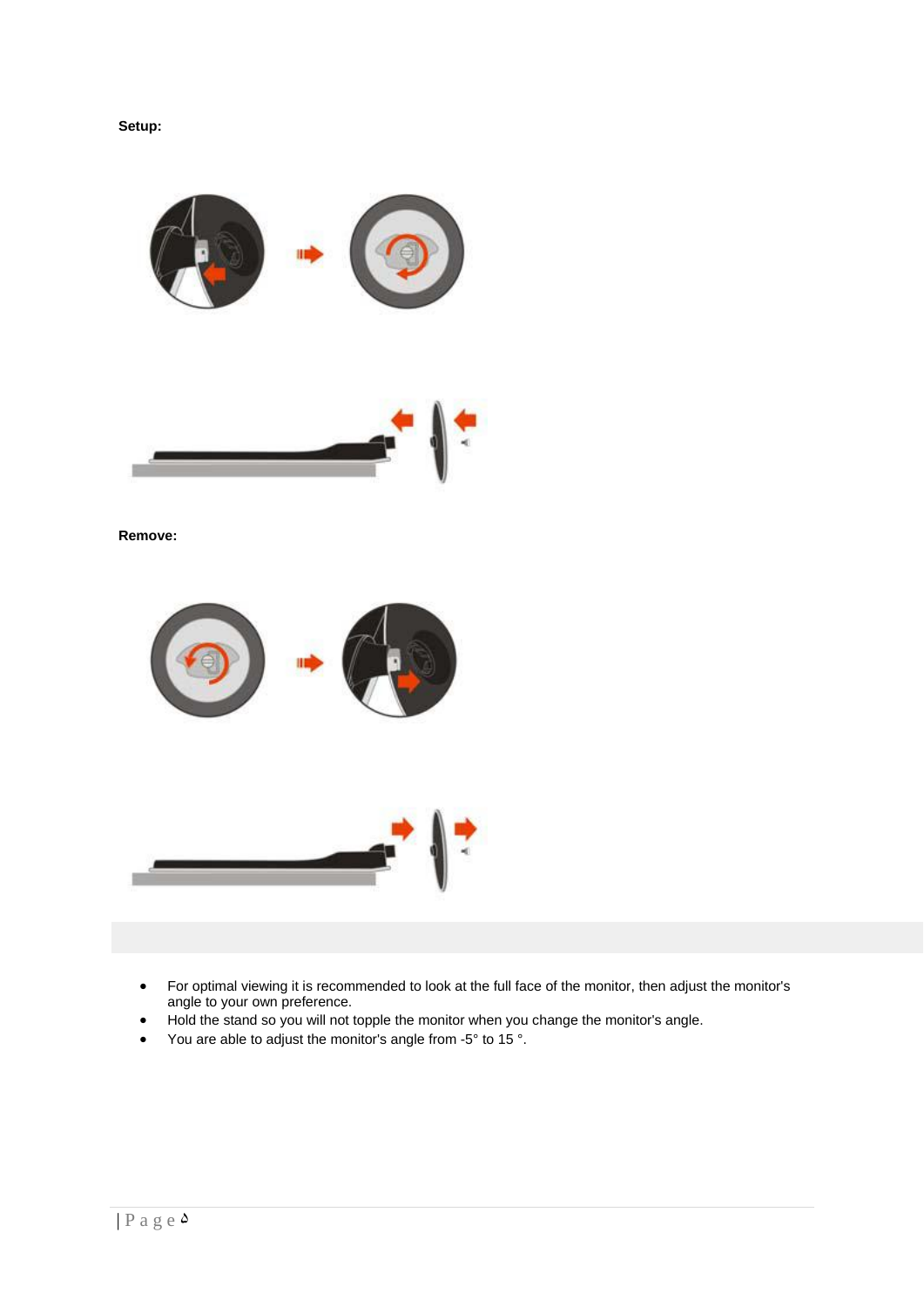**Setup:**

**Remove:**

- For optimal viewing it is recommended to look at the full face of the monitor, then adjust the monitor's angle to your own preference.
- Hold the stand so you will not topple the monitor when you change the monitor's angle.
- You are able to adjust the monitor's angle from -5° to 15 °.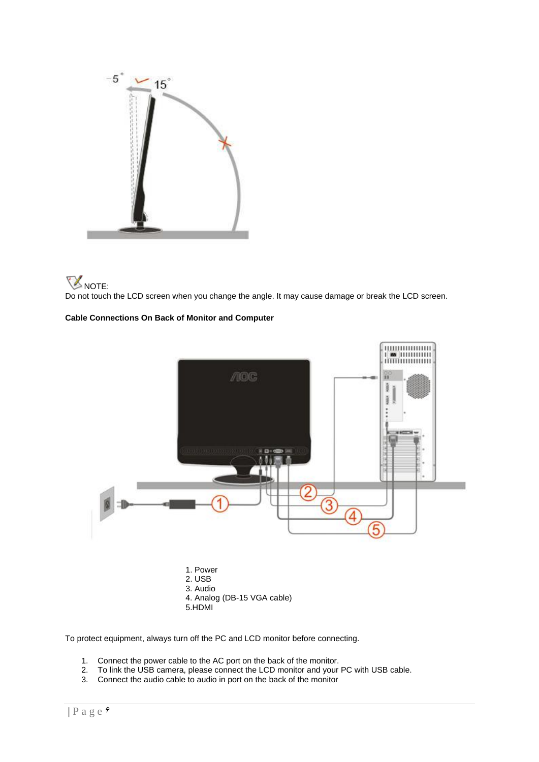-5°

15°

NOTE:
Do not touch the LCD screen when you change the angle. It may cause damage or break the LCD screen.

**Cable Connections On Back of Monitor and Computer**

1. Power
2. USB
3. Audio
4. Analog (DB-15 VGA cable)
5. HDMI

To protect equipment, always turn off the PC and LCD monitor before connecting.

1. Connect the power cable to the AC port on the back of the monitor.
2. To link the USB camera, please connect the LCD monitor and your PC with USB cable.
3. Connect the audio cable to audio in port on the back of the monitor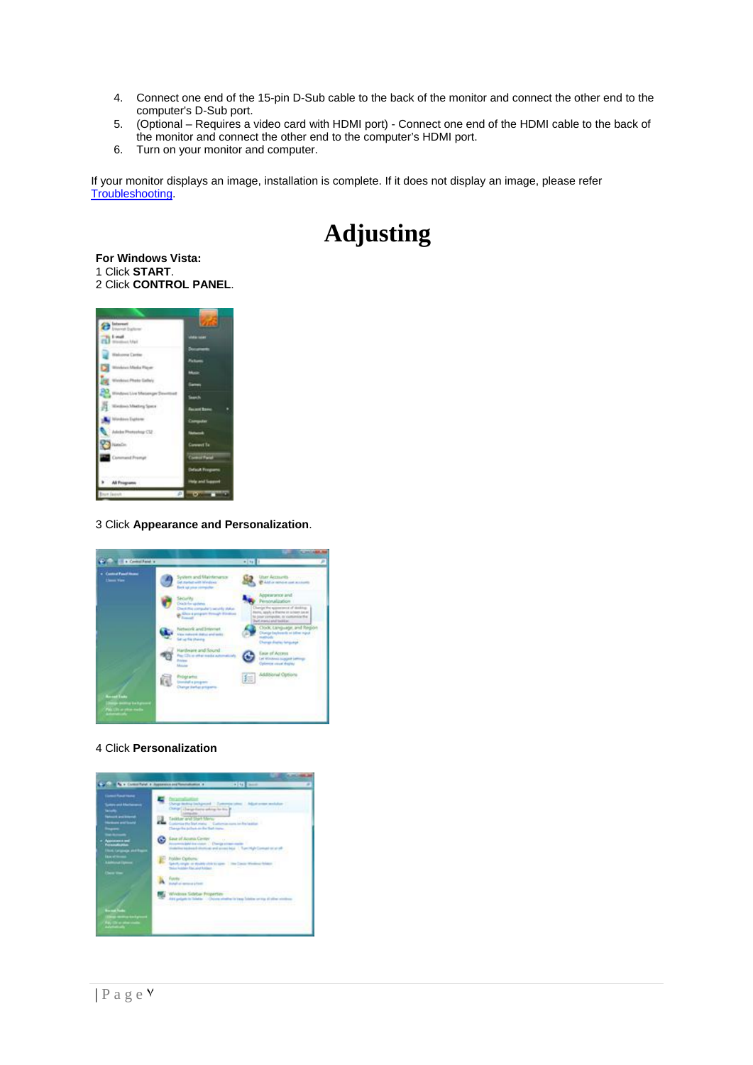4. Connect one end of the 15-pin D-Sub cable to the back of the monitor and connect the other end to the computer's D-Sub port.
5. (Optional – Requires a video card with HDMI port) - Connect one end of the HDMI cable to the back of the monitor and connect the other end to the computer's HDMI port.
6. Turn on your monitor and computer.

If your monitor displays an image, installation is complete. If it does not display an image, please refer Troubleshooting.

# Adjusting

**For Windows Vista:**
1 Click **START**.
2 Click **CONTROL PANEL**.

3 Click **Appearance and Personalization**.

4 Click **Personalization**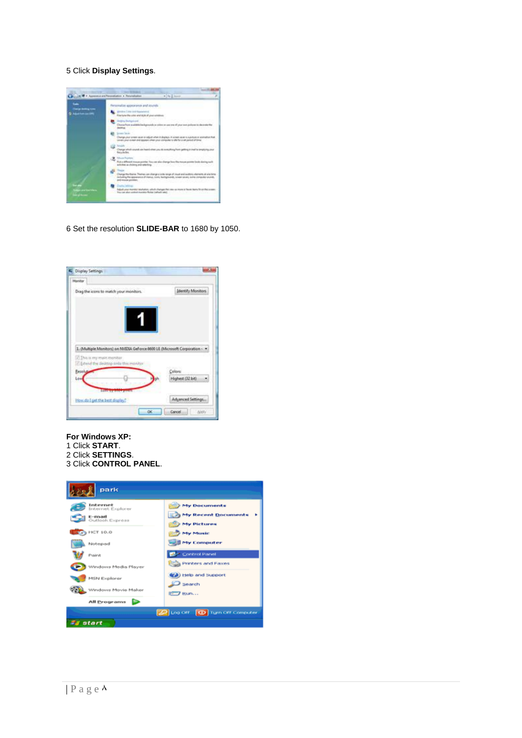5 Click **Display Settings**.

6 Set the resolution **SLIDE-BAR** to 1680 by 1050.

**For Windows XP:**
1 Click **START**.
2 Click **SETTINGS**.
3 Click **CONTROL PANEL**.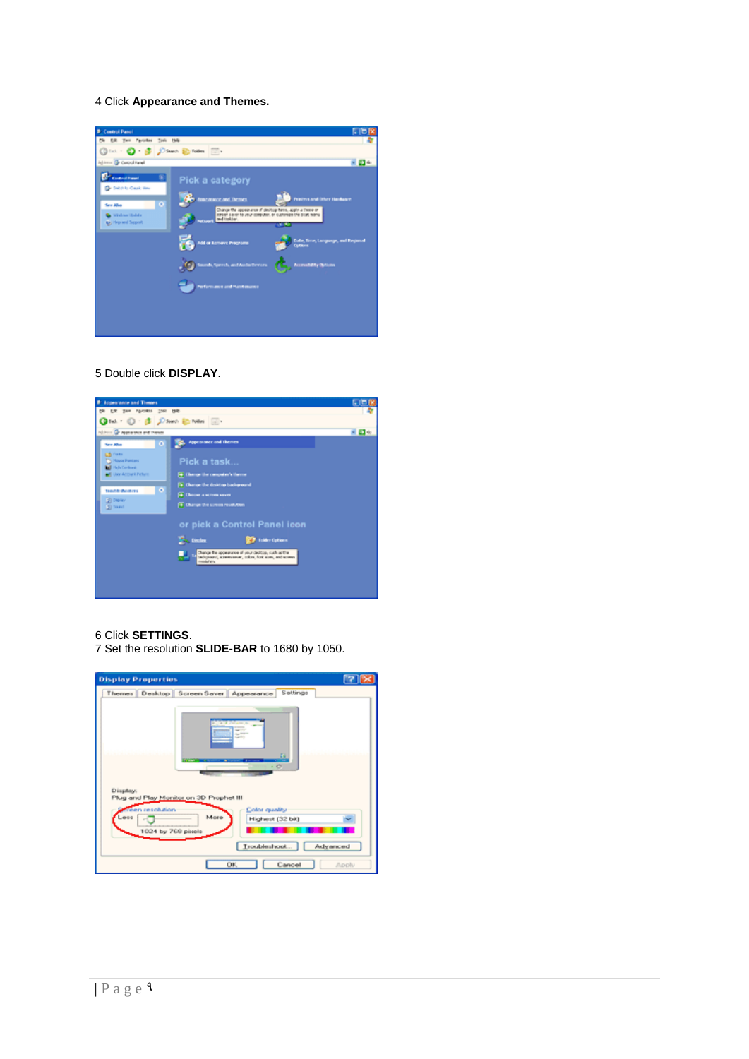4 Click **Appearance and Themes.**

5 Double click **DISPLAY**.

6 Click **SETTINGS**.

7 Set the resolution **SLIDE-BAR** to 1680 by 1050.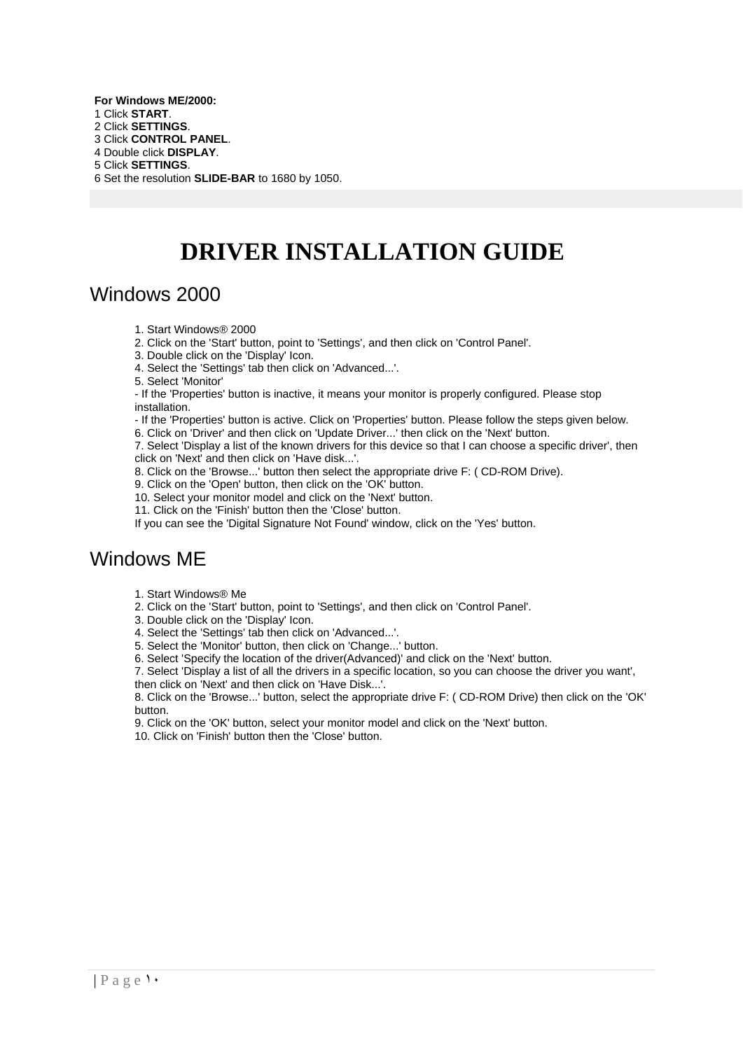**For Windows ME/2000:**
1 Click **START**.
2 Click **SETTINGS**.
3 Click **CONTROL PANEL**.
4 Double click **DISPLAY**.
5 Click **SETTINGS**.
6 Set the resolution **SLIDE-BAR** to 1680 by 1050.

# DRIVER INSTALLATION GUIDE

## Windows 2000

1. Start Windows® 2000
2. Click on the 'Start' button, point to 'Settings', and then click on 'Control Panel'.
3. Double click on the 'Display' Icon.
4. Select the 'Settings' tab then click on 'Advanced...'.
5. Select 'Monitor'
- If the 'Properties' button is inactive, it means your monitor is properly configured. Please stop installation.
- If the 'Properties' button is active. Click on 'Properties' button. Please follow the steps given below.
6. Click on 'Driver' and then click on 'Update Driver...' then click on the 'Next' button.
7. Select 'Display a list of the known drivers for this device so that I can choose a specific driver', then click on 'Next' and then click on 'Have disk...'.
8. Click on the 'Browse...' button then select the appropriate drive F: ( CD-ROM Drive).
9. Click on the 'Open' button, then click on the 'OK' button.
10. Select your monitor model and click on the 'Next' button.
11. Click on the 'Finish' button then the 'Close' button.
If you can see the 'Digital Signature Not Found' window, click on the 'Yes' button.

## Windows ME

1. Start Windows® Me
2. Click on the 'Start' button, point to 'Settings', and then click on 'Control Panel'.
3. Double click on the 'Display' Icon.
4. Select the 'Settings' tab then click on 'Advanced...'.
5. Select the 'Monitor' button, then click on 'Change...' button.
6. Select 'Specify the location of the driver(Advanced)' and click on the 'Next' button.
7. Select 'Display a list of all the drivers in a specific location, so you can choose the driver you want', then click on 'Next' and then click on 'Have Disk...'.
8. Click on the 'Browse...' button, select the appropriate drive F: ( CD-ROM Drive) then click on the 'OK' button.
9. Click on the 'OK' button, select your monitor model and click on the 'Next' button.
10. Click on 'Finish' button then the 'Close' button.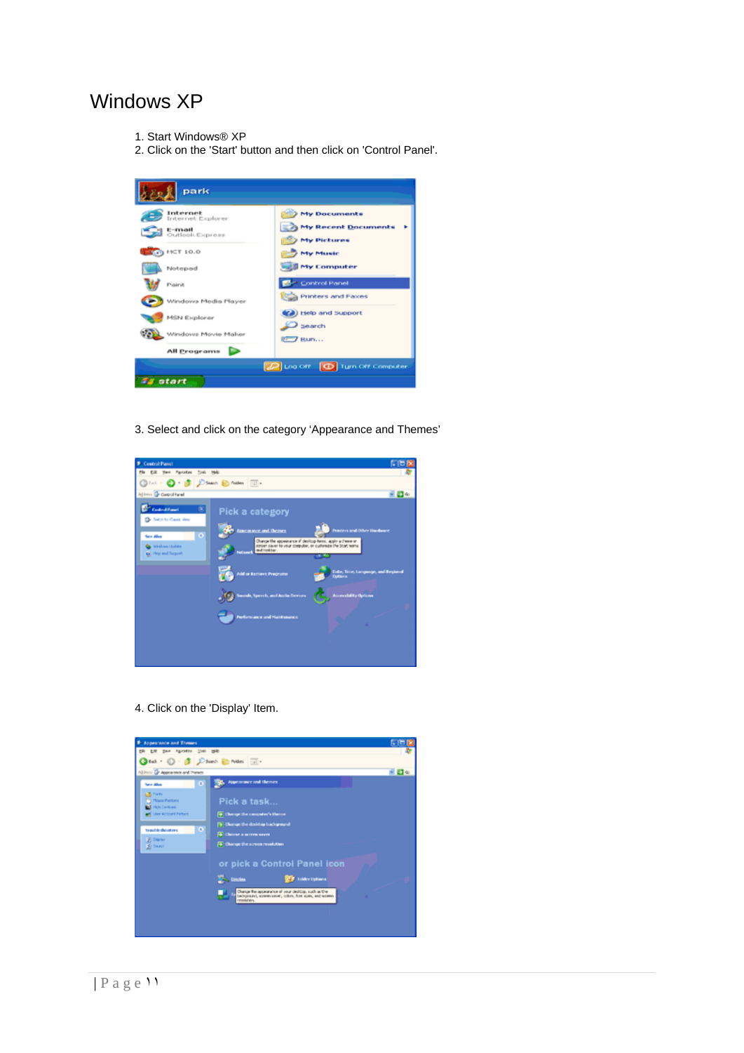# Windows XP

1. Start Windows® XP
2. Click on the 'Start' button and then click on 'Control Panel'.

3. Select and click on the category 'Appearance and Themes'

4. Click on the 'Display' Item.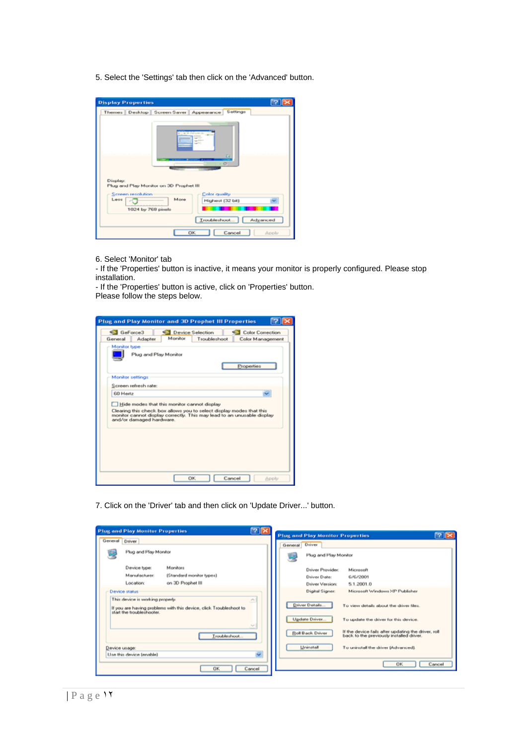5. Select the 'Settings' tab then click on the 'Advanced' button.

6. Select 'Monitor' tab
- If the 'Properties' button is inactive, it means your monitor is properly configured. Please stop installation.
- If the 'Properties' button is active, click on 'Properties' button.
Please follow the steps below.

7. Click on the 'Driver' tab and then click on 'Update Driver...' button.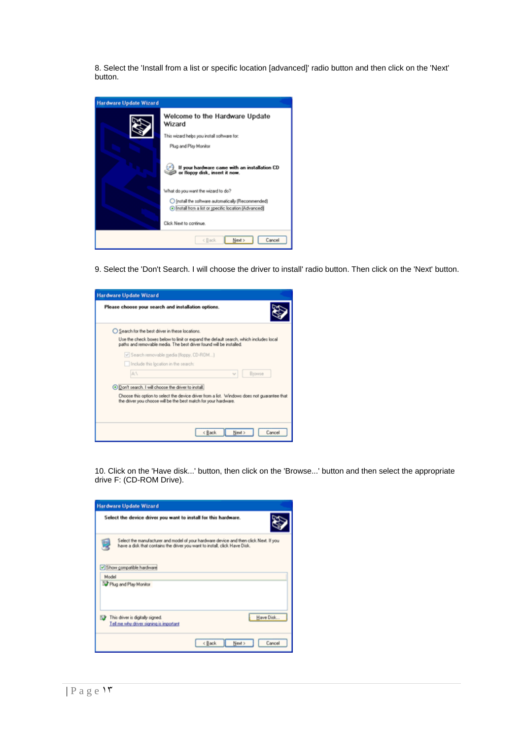8. Select the 'Install from a list or specific location [advanced]' radio button and then click on the 'Next' button.

9. Select the 'Don't Search. I will choose the driver to install' radio button. Then click on the 'Next' button.

10. Click on the 'Have disk...' button, then click on the 'Browse...' button and then select the appropriate drive F: (CD-ROM Drive).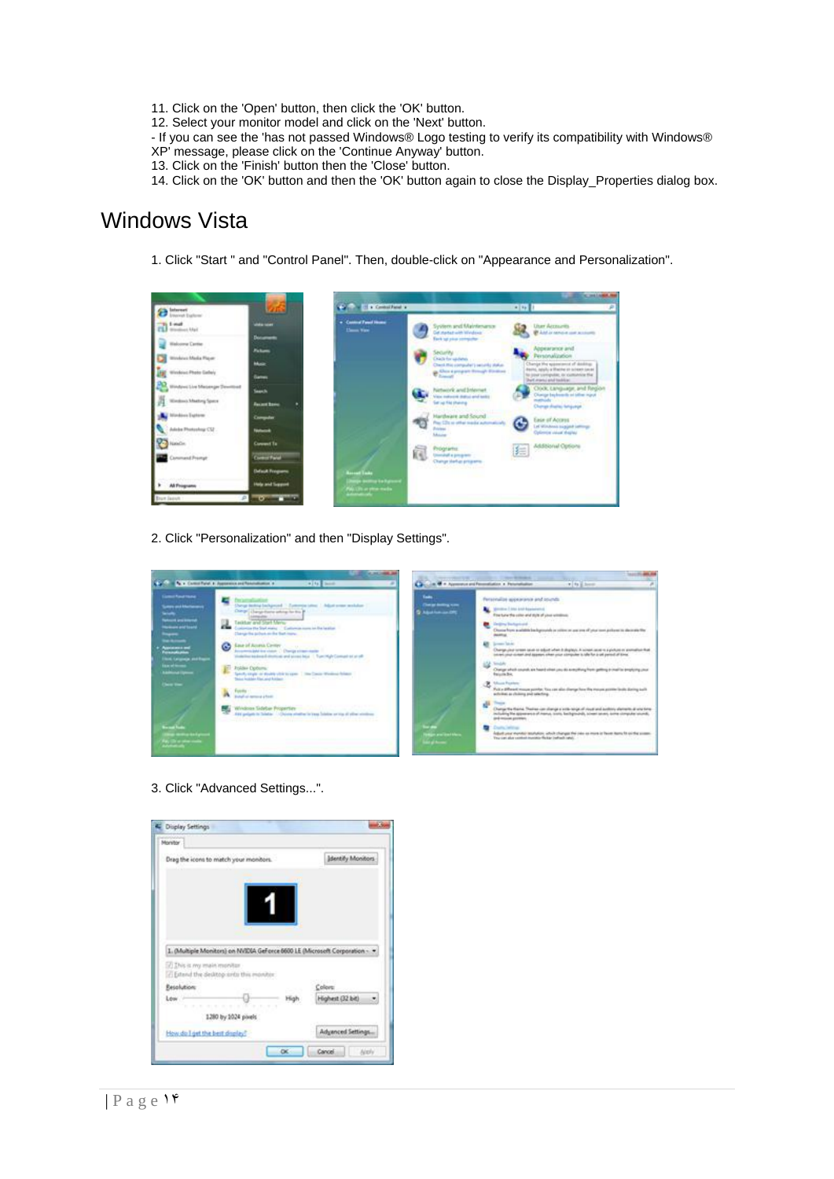11. Click on the 'Open' button, then click the 'OK' button.
12. Select your monitor model and click on the 'Next' button.
- If you can see the 'has not passed Windows® Logo testing to verify its compatibility with Windows® XP' message, please click on the 'Continue Anyway' button.
13. Click on the 'Finish' button then the 'Close' button.
14. Click on the 'OK' button and then the 'OK' button again to close the Display_Properties dialog box.

# Windows Vista

1. Click "Start " and "Control Panel". Then, double-click on "Appearance and Personalization".

2. Click "Personalization" and then "Display Settings".

3. Click "Advanced Settings...".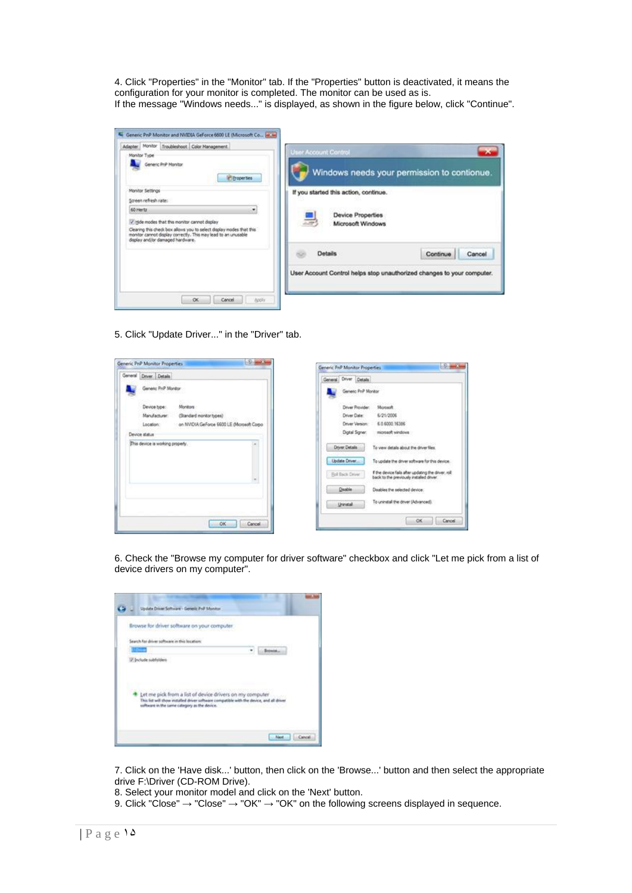4. Click "Properties" in the "Monitor" tab. If the "Properties" button is deactivated, it means the configuration for your monitor is completed. The monitor can be used as is.
If the message "Windows needs..." is displayed, as shown in the figure below, click "Continue".

5. Click "Update Driver..." in the "Driver" tab.

6. Check the "Browse my computer for driver software" checkbox and click "Let me pick from a list of device drivers on my computer".

7. Click on the 'Have disk...' button, then click on the 'Browse...' button and then select the appropriate drive F:\Driver (CD-ROM Drive).
8. Select your monitor model and click on the 'Next' button.
9. Click "Close" → "Close" → "OK" → "OK" on the following screens displayed in sequence.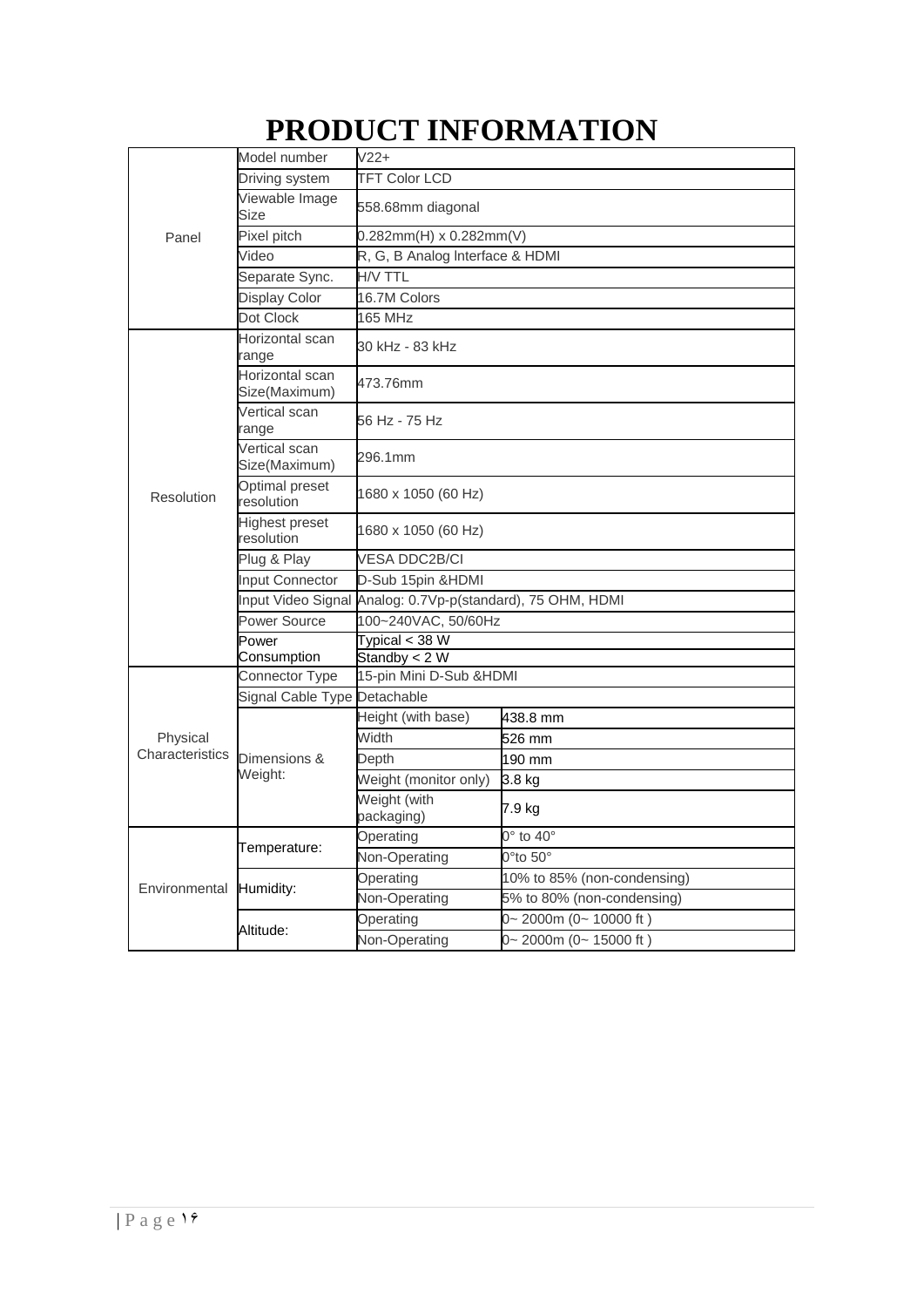# PRODUCT INFORMATION

| | | | |
|---|---|---|---|
| Panel | Model number | V22+ | |
| | Driving system | TFT Color LCD | |
| | Viewable Image Size | 558.68mm diagonal | |
| | Pixel pitch | 0.282mm(H) x 0.282mm(V) | |
| | Video | R, G, B Analog lnterface & HDMI | |
| | Separate Sync. | H/V TTL | |
| | Display Color | 16.7M Colors | |
| | Dot Clock | 165 MHz | |
| Resolution | Horizontal scan range | 30 kHz - 83 kHz | |
| | Horizontal scan Size(Maximum) | 473.76mm | |
| | Vertical scan range | 56 Hz - 75 Hz | |
| | Vertical scan Size(Maximum) | 296.1mm | |
| | Optimal preset resolution | 1680 x 1050 (60 Hz) | |
| | Highest preset resolution | 1680 x 1050 (60 Hz) | |
| | Plug & Play | VESA DDC2B/CI | |
| | Input Connector | D-Sub 15pin &HDMI | |
| | Input Video Signal | Analog: 0.7Vp-p(standard), 75 OHM, HDMI | |
| | Power Source | 100~240VAC, 50/60Hz | |
| | Power Consumption | Typical < 38 W | |
| | | Standby < 2 W | |
| Physical Characteristics | Connector Type | 15-pin Mini D-Sub &HDMI | |
| | Signal Cable Type | Detachable | |
| | Dimensions & Weight: | Height (with base) | 438.8 mm |
| | | Width | 526 mm |
| | | Depth | 190 mm |
| | | Weight (monitor only) | 3.8 kg |
| | | Weight (with packaging) | 7.9 kg |
| Environmental | Temperature: | Operating | 0° to 40° |
| | | Non-Operating | 0°to 50° |
| | Humidity: | Operating | 10% to 85% (non-condensing) |
| | | Non-Operating | 5% to 80% (non-condensing) |
| | Altitude: | Operating | 0~ 2000m (0~ 10000 ft ) |
| | | Non-Operating | 0~ 2000m (0~ 15000 ft ) |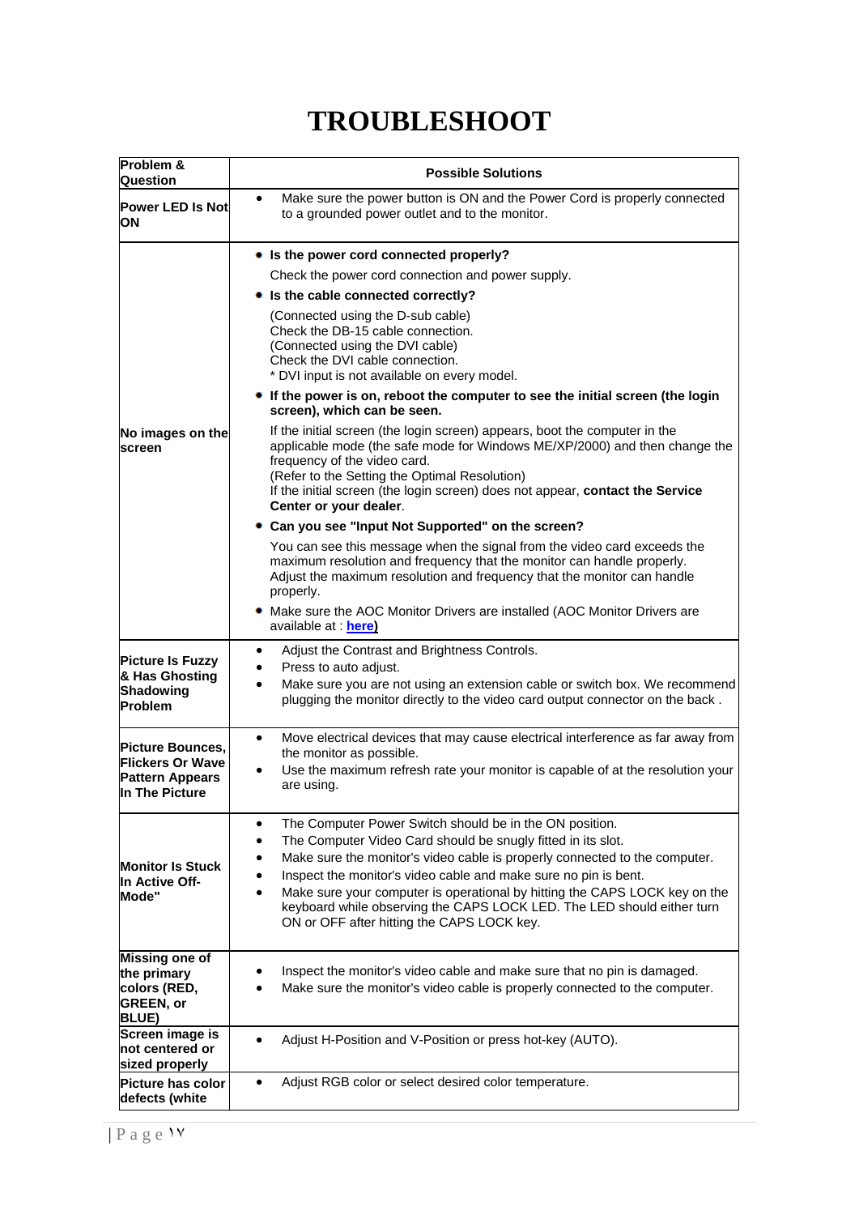# TROUBLESHOOT

| Problem & Question | Possible Solutions |
|---|---|
| **Power LED Is Not ON** | • Make sure the power button is ON and the Power Cord is properly connected to a grounded power outlet and to the monitor. |
| **No images on the screen** | • **Is the power cord connected properly?**<br>Check the power cord connection and power supply.<br>• **Is the cable connected correctly?**<br>(Connected using the D-sub cable)<br>Check the DB-15 cable connection.<br>(Connected using the DVI cable)<br>Check the DVI cable connection.<br>* DVI input is not available on every model.<br>• **If the power is on, reboot the computer to see the initial screen (the login screen), which can be seen.**<br>If the initial screen (the login screen) appears, boot the computer in the applicable mode (the safe mode for Windows ME/XP/2000) and then change the frequency of the video card.<br>(Refer to the Setting the Optimal Resolution)<br>If the initial screen (the login screen) does not appear, **contact the Service Center or your dealer**.<br>• **Can you see "Input Not Supported" on the screen?**<br>You can see this message when the signal from the video card exceeds the maximum resolution and frequency that the monitor can handle properly.<br>Adjust the maximum resolution and frequency that the monitor can handle properly.<br>• Make sure the AOC Monitor Drivers are installed (AOC Monitor Drivers are available at : **here)** |
| **Picture Is Fuzzy & Has Ghosting Shadowing Problem** | • Adjust the Contrast and Brightness Controls.<br>• Press to auto adjust.<br>• Make sure you are not using an extension cable or switch box. We recommend plugging the monitor directly to the video card output connector on the back . |
| **Picture Bounces, Flickers Or Wave Pattern Appears In The Picture** | • Move electrical devices that may cause electrical interference as far away from the monitor as possible.<br>• Use the maximum refresh rate your monitor is capable of at the resolution your are using. |
| **Monitor Is Stuck In Active Off-Mode"** | • The Computer Power Switch should be in the ON position.<br>• The Computer Video Card should be snugly fitted in its slot.<br>• Make sure the monitor's video cable is properly connected to the computer.<br>• Inspect the monitor's video cable and make sure no pin is bent.<br>• Make sure your computer is operational by hitting the CAPS LOCK key on the keyboard while observing the CAPS LOCK LED. The LED should either turn ON or OFF after hitting the CAPS LOCK key. |
| **Missing one of the primary colors (RED, GREEN, or BLUE)** | • Inspect the monitor's video cable and make sure that no pin is damaged.<br>• Make sure the monitor's video cable is properly connected to the computer. |
| **Screen image is not centered or sized properly** | • Adjust H-Position and V-Position or press hot-key (AUTO). |
| **Picture has color defects (white** | • Adjust RGB color or select desired color temperature. |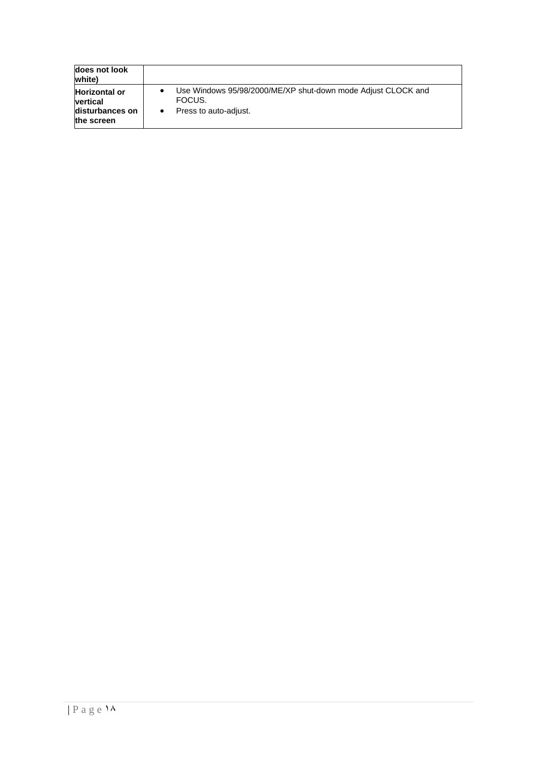| | |
|---|---|
| **does not look white)** | |
| **Horizontal or vertical disturbances on the screen** | • Use Windows 95/98/2000/ME/XP shut-down mode Adjust CLOCK and FOCUS.<br>• Press to auto-adjust. |